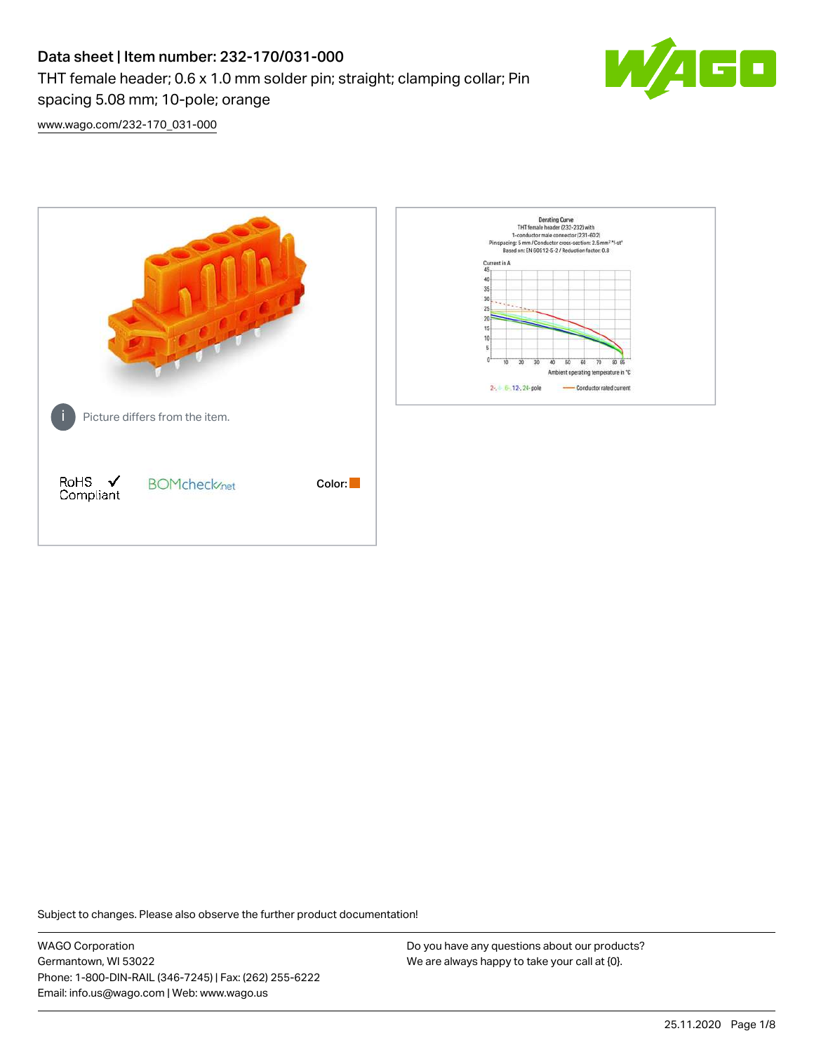# Data sheet | Item number: 232-170/031-000

THT female header; 0.6 x 1.0 mm solder pin; straight; clamping collar; Pin spacing 5.08 mm; 10-pole; orange

[www.wago.com/232-170_031-000](www.wago.com/232-170_031-000)

Picture differs from the item.

RoHS ✓ Compliant

BOMcheck.net

Color:

Derating Curve
THT female header (232-232) with
1-conductor male connector (231-602)
Pin spacing: 5 mm / Conductor cross-section: 2.5mm² "f-st"
Based on: EN 60512-5-2 / Reduction factor: 0.8

Current in A

Ambient operating temperature in °C

2-, 4-, 6-, 12-, 24-pole — Conductor rated current

Subject to changes. Please also observe the further product documentation!

WAGO Corporation
Germantown, WI 53022
Phone: 1-800-DIN-RAIL (346-7245) | Fax: (262) 255-6222
Email: info.us@wago.com | Web: www.wago.us

Do you have any questions about our products?
We are always happy to take your call at {0}.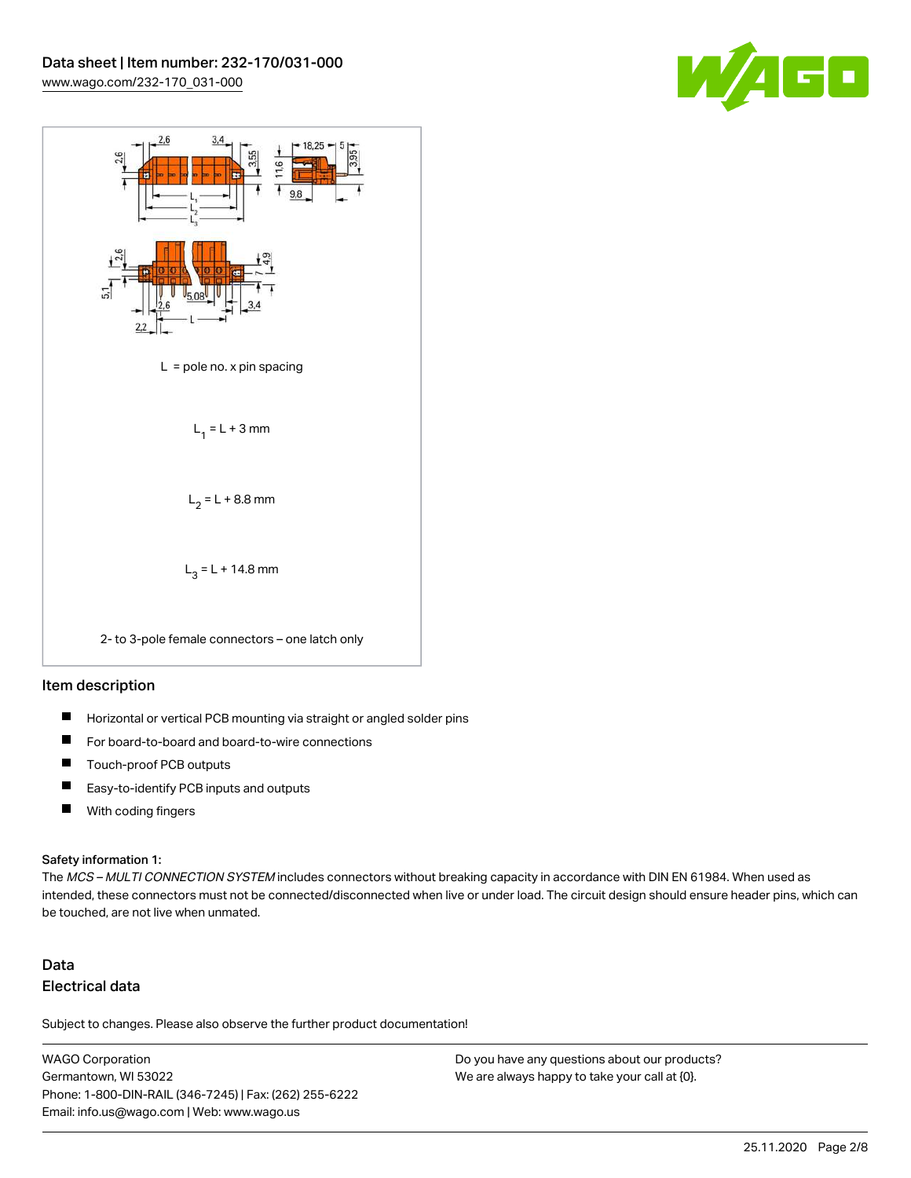L = pole no. x pin spacing

$L_1 = L + 3$ mm

$L_2 = L + 8.8$ mm

$L_3 = L + 14.8$ mm

2- to 3-pole female connectors – one latch only

## Item description

- Horizontal or vertical PCB mounting via straight or angled solder pins
- For board-to-board and board-to-wire connections
- Touch-proof PCB outputs
- Easy-to-identify PCB inputs and outputs
- With coding fingers

#### Safety information 1:

The *MCS – MULTI CONNECTION SYSTEM* includes connectors without breaking capacity in accordance with DIN EN 61984. When used as intended, these connectors must not be connected/disconnected when live or under load. The circuit design should ensure header pins, which can be touched, are not live when unmated.

## Data

## Electrical data

Subject to changes. Please also observe the further product documentation!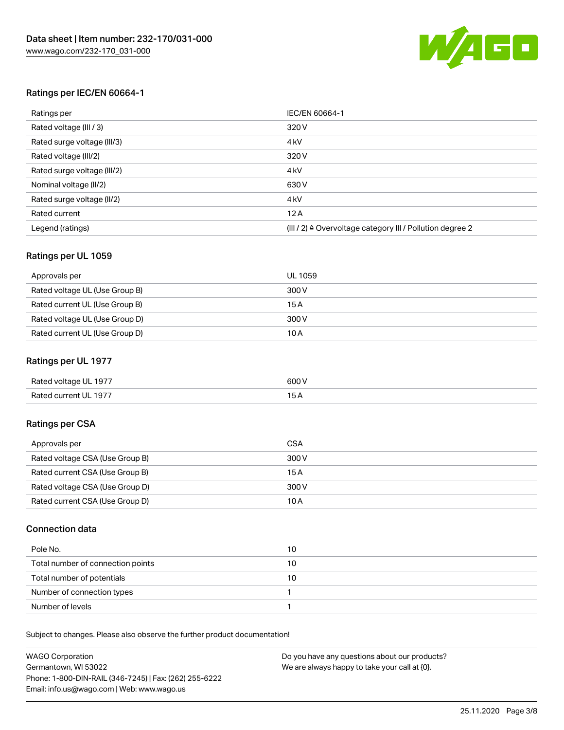## Ratings per IEC/EN 60664-1

| | |
|---|---|
| Ratings per | IEC/EN 60664-1 |
| Rated voltage (III / 3) | 320 V |
| Rated surge voltage (III/3) | 4 kV |
| Rated voltage (III/2) | 320 V |
| Rated surge voltage (III/2) | 4 kV |
| Nominal voltage (II/2) | 630 V |
| Rated surge voltage (II/2) | 4 kV |
| Rated current | 12 A |
| Legend (ratings) | (III / 2) ≙ Overvoltage category III / Pollution degree 2 |

## Ratings per UL 1059

| | |
|---|---|
| Approvals per | UL 1059 |
| Rated voltage UL (Use Group B) | 300 V |
| Rated current UL (Use Group B) | 15 A |
| Rated voltage UL (Use Group D) | 300 V |
| Rated current UL (Use Group D) | 10 A |

## Ratings per UL 1977

| | |
|---|---|
| Rated voltage UL 1977 | 600 V |
| Rated current UL 1977 | 15 A |

## Ratings per CSA

| | |
|---|---|
| Approvals per | CSA |
| Rated voltage CSA (Use Group B) | 300 V |
| Rated current CSA (Use Group B) | 15 A |
| Rated voltage CSA (Use Group D) | 300 V |
| Rated current CSA (Use Group D) | 10 A |

## Connection data

| | |
|---|---|
| Pole No. | 10 |
| Total number of connection points | 10 |
| Total number of potentials | 10 |
| Number of connection types | 1 |
| Number of levels | 1 |

Subject to changes. Please also observe the further product documentation!

WAGO Corporation
Germantown, WI 53022
Phone: 1-800-DIN-RAIL (346-7245) | Fax: (262) 255-6222
Email: info.us@wago.com | Web: www.wago.us

Do you have any questions about our products?
We are always happy to take your call at {0}.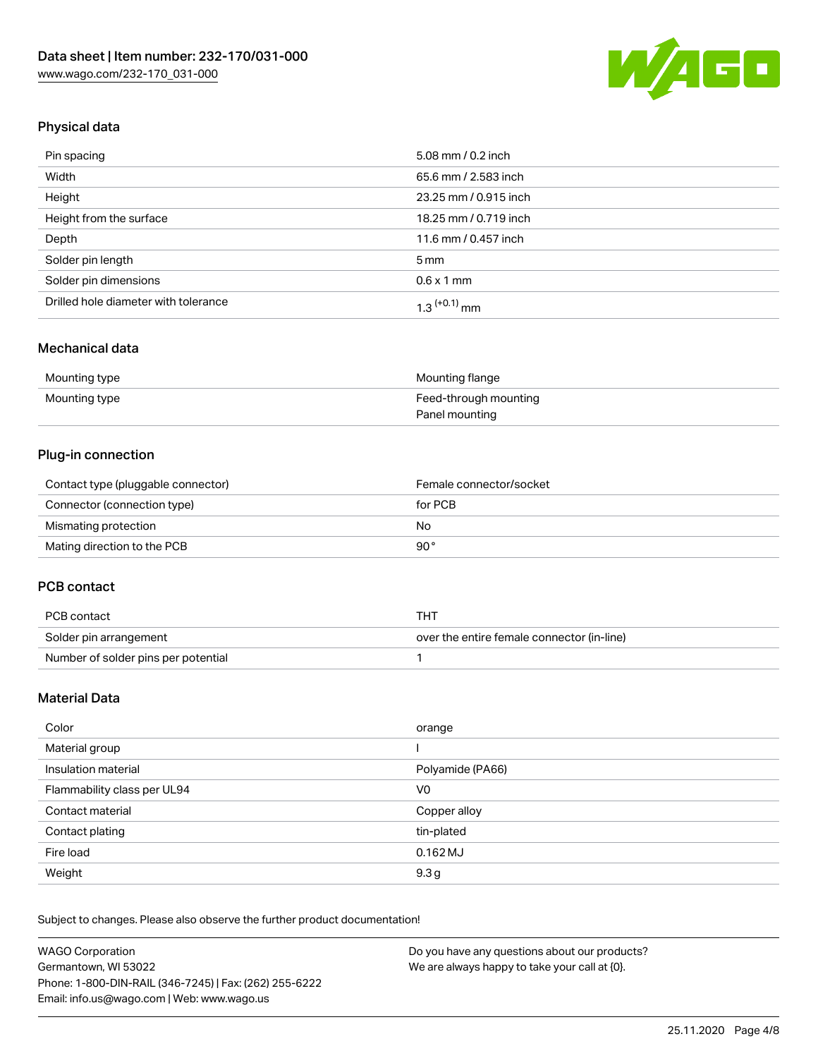## Physical data

| | |
|---|---|
| Pin spacing | 5.08 mm / 0.2 inch |
| Width | 65.6 mm / 2.583 inch |
| Height | 23.25 mm / 0.915 inch |
| Height from the surface | 18.25 mm / 0.719 inch |
| Depth | 11.6 mm / 0.457 inch |
| Solder pin length | 5 mm |
| Solder pin dimensions | 0.6 x 1 mm |
| Drilled hole diameter with tolerance | 1.3 $^{(+0.1)}$ mm |

## Mechanical data

| | |
|---|---|
| Mounting type | Mounting flange |
| Mounting type | Feed-through mounting<br>Panel mounting |

## Plug-in connection

| | |
|---|---|
| Contact type (pluggable connector) | Female connector/socket |
| Connector (connection type) | for PCB |
| Mismating protection | No |
| Mating direction to the PCB | 90 ° |

## PCB contact

| | |
|---|---|
| PCB contact | THT |
| Solder pin arrangement | over the entire female connector (in-line) |
| Number of solder pins per potential | 1 |

## Material Data

| | |
|---|---|
| Color | orange |
| Material group | I |
| Insulation material | Polyamide (PA66) |
| Flammability class per UL94 | V0 |
| Contact material | Copper alloy |
| Contact plating | tin-plated |
| Fire load | 0.162 MJ |
| Weight | 9.3 g |

Subject to changes. Please also observe the further product documentation!

WAGO Corporation
Germantown, WI 53022
Phone: 1-800-DIN-RAIL (346-7245) | Fax: (262) 255-6222
Email: info.us@wago.com | Web: www.wago.us

Do you have any questions about our products?
We are always happy to take your call at {0}.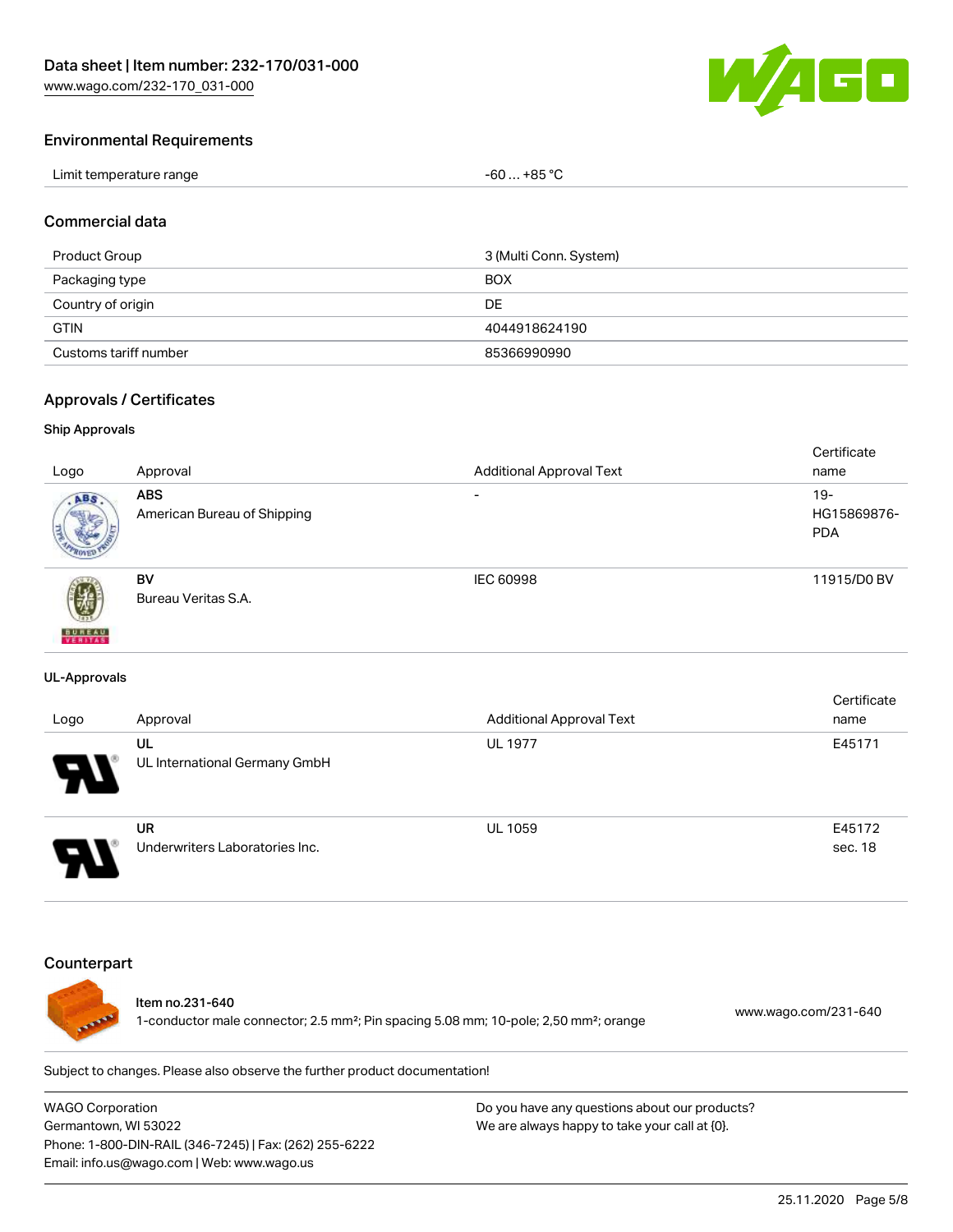## Environmental Requirements

| Limit temperature range | -60 … +85 °C |
|---|---|

## Commercial data

| Product Group | 3 (Multi Conn. System) |
|---|---|
| Packaging type | BOX |
| Country of origin | DE |
| GTIN | 4044918624190 |
| Customs tariff number | 85366990990 |

## Approvals / Certificates

### Ship Approvals

| Logo | Approval | Additional Approval Text | Certificate name |
|---|---|---|---|
| | **ABS** American Bureau of Shipping | - | 19-HG15869876-PDA |
| | **BV** Bureau Veritas S.A. | IEC 60998 | 11915/D0 BV |

### UL-Approvals

| Logo | Approval | Additional Approval Text | Certificate name |
|---|---|---|---|
| | **UL** UL International Germany GmbH | UL 1977 | E45171 |
| | **UR** Underwriters Laboratories Inc. | UL 1059 | E45172 sec. 18 |

## Counterpart

Item no.231-640
1-conductor male connector; 2.5 mm²; Pin spacing 5.08 mm; 10-pole; 2,50 mm²; orange

www.wago.com/231-640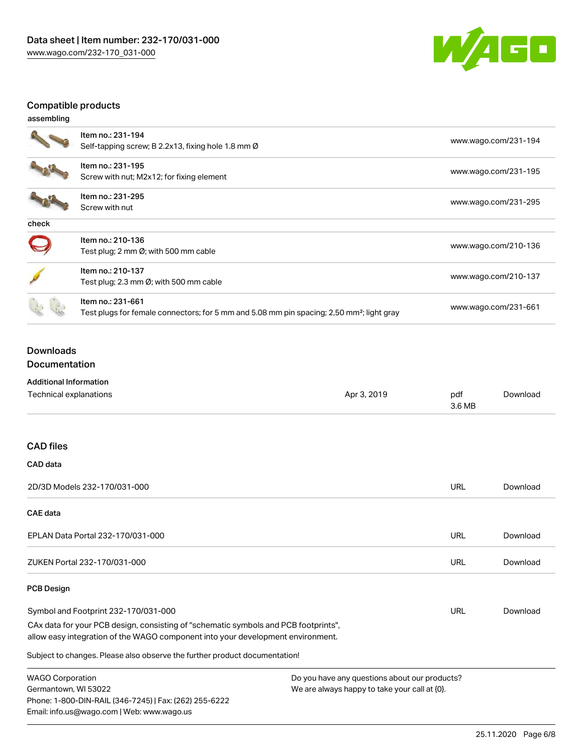## Compatible products

### assembling

| | | |
|---|---|---|
| | Item no.: 231-194<br>Self-tapping screw; B 2.2x13, fixing hole 1.8 mm Ø | www.wago.com/231-194 |
| | Item no.: 231-195<br>Screw with nut; M2x12; for fixing element | www.wago.com/231-195 |
| | Item no.: 231-295<br>Screw with nut | www.wago.com/231-295 |

### check

| | | |
|---|---|---|
| | Item no.: 210-136<br>Test plug; 2 mm Ø; with 500 mm cable | www.wago.com/210-136 |
| | Item no.: 210-137<br>Test plug; 2.3 mm Ø; with 500 mm cable | www.wago.com/210-137 |
| | Item no.: 231-661<br>Test plugs for female connectors; for 5 mm and 5.08 mm pin spacing; 2,50 mm²; light gray | www.wago.com/231-661 |

## Downloads

## Documentation

### Additional Information

| | | | |
|---|---|---|---|
| Technical explanations | Apr 3, 2019 | pdf<br>3.6 MB | Download |

## CAD files

### CAD data

| | | |
|---|---|---|
| 2D/3D Models 232-170/031-000 | URL | Download |

### CAE data

| | | |
|---|---|---|
| EPLAN Data Portal 232-170/031-000 | URL | Download |
| ZUKEN Portal 232-170/031-000 | URL | Download |

### PCB Design

| | | |
|---|---|---|
| Symbol and Footprint 232-170/031-000 | URL | Download |

CAx data for your PCB design, consisting of "schematic symbols and PCB footprints", allow easy integration of the WAGO component into your development environment.

Subject to changes. Please also observe the further product documentation!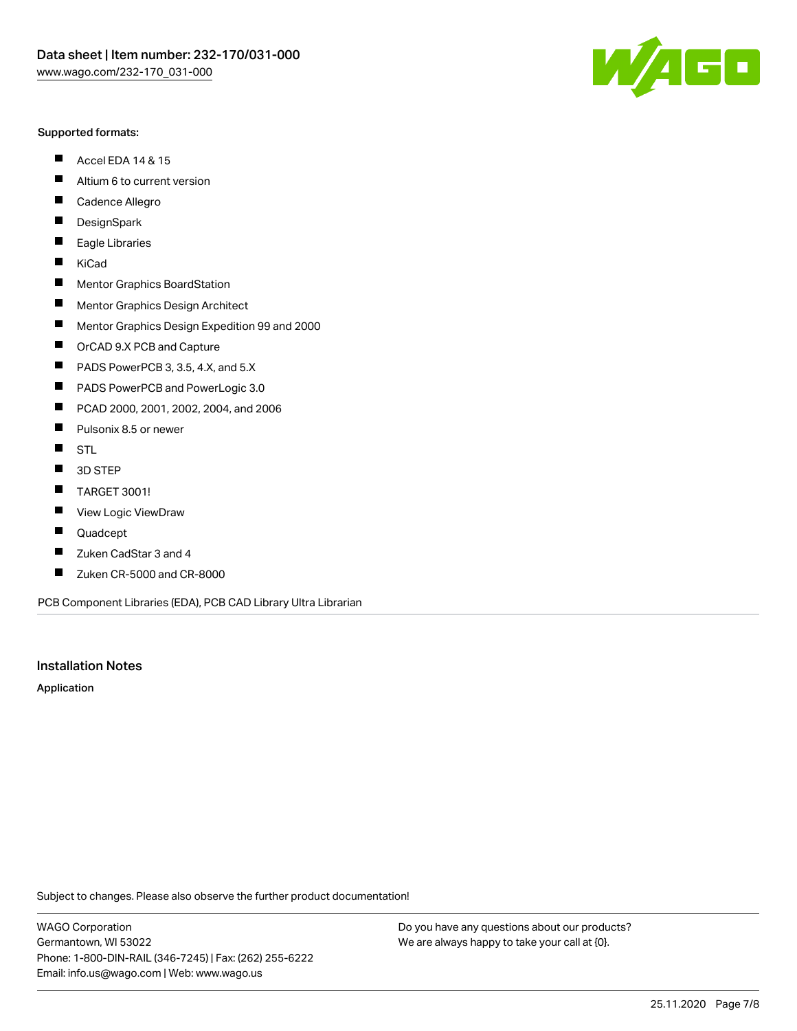Supported formats:

- Accel EDA 14 & 15
- Altium 6 to current version
- Cadence Allegro
- DesignSpark
- Eagle Libraries
- KiCad
- Mentor Graphics BoardStation
- Mentor Graphics Design Architect
- Mentor Graphics Design Expedition 99 and 2000
- OrCAD 9.X PCB and Capture
- PADS PowerPCB 3, 3.5, 4.X, and 5.X
- PADS PowerPCB and PowerLogic 3.0
- PCAD 2000, 2001, 2002, 2004, and 2006
- Pulsonix 8.5 or newer
- STL
- 3D STEP
- TARGET 3001!
- View Logic ViewDraw
- Quadcept
- Zuken CadStar 3 and 4
- Zuken CR-5000 and CR-8000

PCB Component Libraries (EDA), PCB CAD Library Ultra Librarian

## Installation Notes

**Application**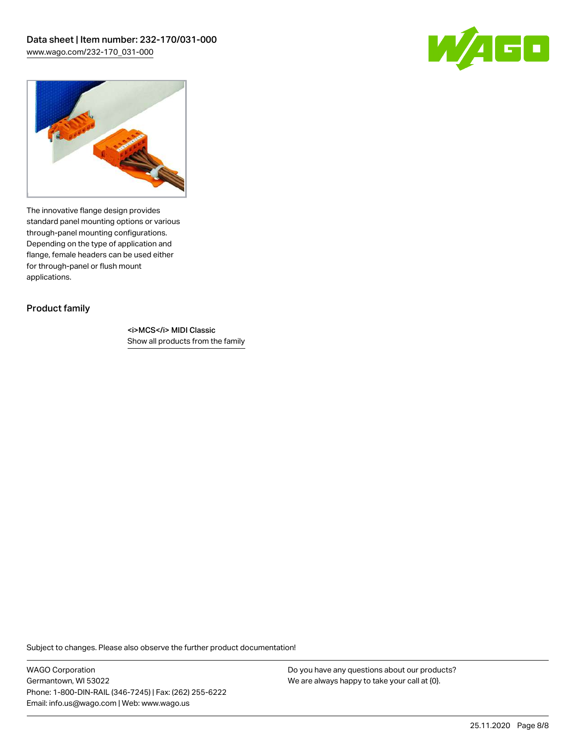The innovative flange design provides standard panel mounting options or various through-panel mounting configurations. Depending on the type of application and flange, female headers can be used either for through-panel or flush mount applications.

## Product family

<i>MCS</i> MIDI Classic
Show all products from the family

Subject to changes. Please also observe the further product documentation!

WAGO Corporation
Germantown, WI 53022
Phone: 1-800-DIN-RAIL (346-7245) | Fax: (262) 255-6222
Email: info.us@wago.com | Web: www.wago.us

Do you have any questions about our products?
We are always happy to take your call at {0}.